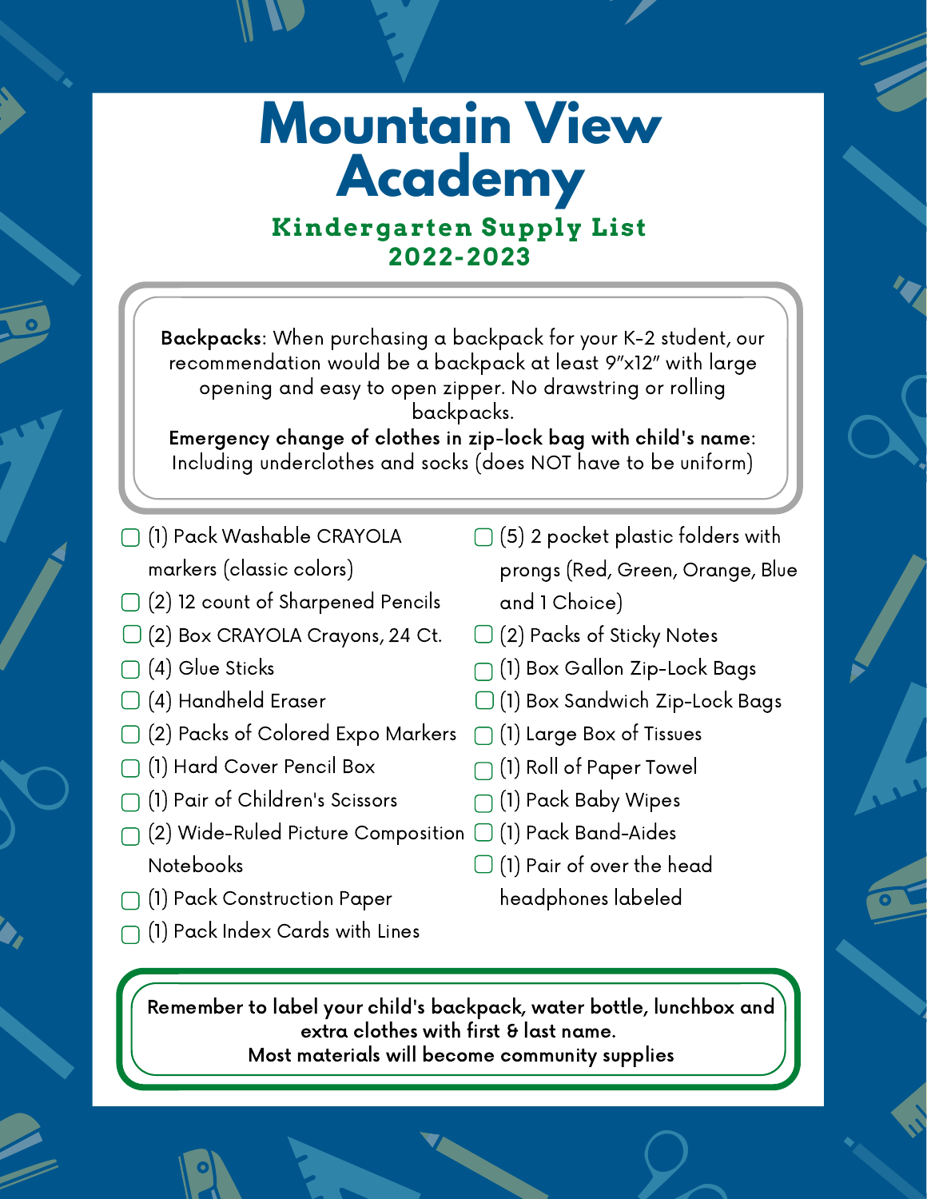# Mountain View Academy

## Kindergarten Supply List
## 2022-2023

**Backpacks**: When purchasing a backpack for your K-2 student, our recommendation would be a backpack at least 9"x12" with large opening and easy to open zipper. No drawstring or rolling backpacks.

**Emergency change of clothes in zip-lock bag with child's name**: Including underclothes and socks (does NOT have to be uniform)

- ▢ (1) Pack Washable CRAYOLA markers (classic colors)
- ▢ (2) 12 count of Sharpened Pencils
- ▢ (2) Box CRAYOLA Crayons, 24 Ct.
- ▢ (4) Glue Sticks
- ▢ (4) Handheld Eraser
- ▢ (2) Packs of Colored Expo Markers
- ▢ (1) Hard Cover Pencil Box
- ▢ (1) Pair of Children's Scissors
- ▢ (2) Wide-Ruled Picture Composition Notebooks
- ▢ (1) Pack Construction Paper
- ▢ (1) Pack Index Cards with Lines
- ▢ (5) 2 pocket plastic folders with prongs (Red, Green, Orange, Blue and 1 Choice)
- ▢ (2) Packs of Sticky Notes
- ▢ (1) Box Gallon Zip-Lock Bags
- ▢ (1) Box Sandwich Zip-Lock Bags
- ▢ (1) Large Box of Tissues
- ▢ (1) Roll of Paper Towel
- ▢ (1) Pack Baby Wipes
- ▢ (1) Pack Band-Aides
- ▢ (1) Pair of over the head headphones labeled

**Remember to label your child's backpack, water bottle, lunchbox and extra clothes with first & last name.**
**Most materials will become community supplies**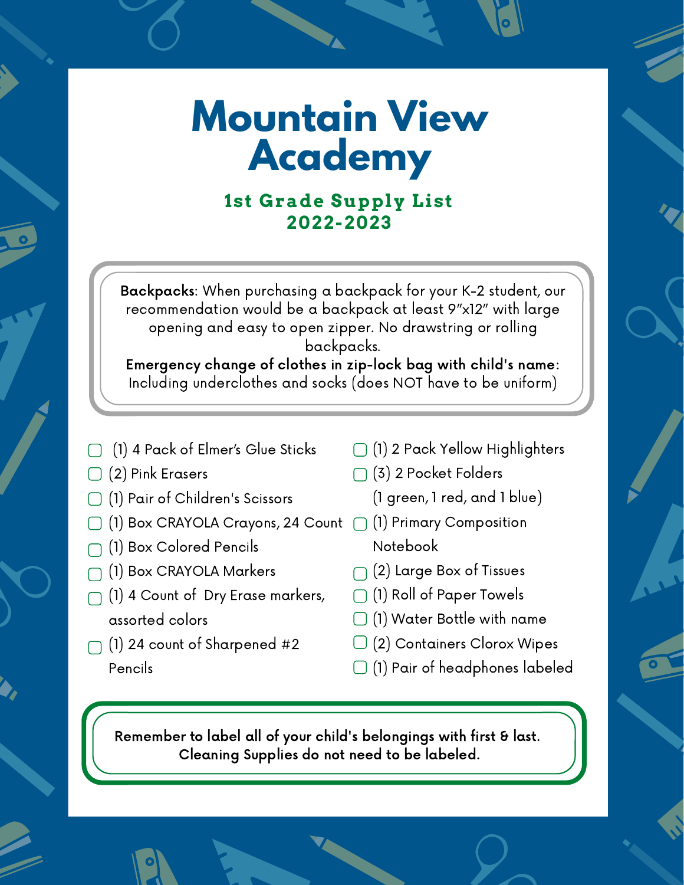# Mountain View Academy

## 1st Grade Supply List
## 2022-2023

**Backpacks**: When purchasing a backpack for your K-2 student, our recommendation would be a backpack at least 9"x12" with large opening and easy to open zipper. No drawstring or rolling backpacks.

**Emergency change of clothes in zip-lock bag with child's name**: Including underclothes and socks (does NOT have to be uniform)

- [ ] (1) 4 Pack of Elmer's Glue Sticks
- [ ] (2) Pink Erasers
- [ ] (1) Pair of Children's Scissors
- [ ] (1) Box CRAYOLA Crayons, 24 Count
- [ ] (1) Box Colored Pencils
- [ ] (1) Box CRAYOLA Markers
- [ ] (1) 4 Count of Dry Erase markers, assorted colors
- [ ] (1) 24 count of Sharpened #2 Pencils
- [ ] (1) 2 Pack Yellow Highlighters
- [ ] (3) 2 Pocket Folders (1 green, 1 red, and 1 blue)
- [ ] (1) Primary Composition Notebook
- [ ] (2) Large Box of Tissues
- [ ] (1) Roll of Paper Towels
- [ ] (1) Water Bottle with name
- [ ] (2) Containers Clorox Wipes
- [ ] (1) Pair of headphones labeled

**Remember to label all of your child's belongings with first & last. Cleaning Supplies do not need to be labeled.**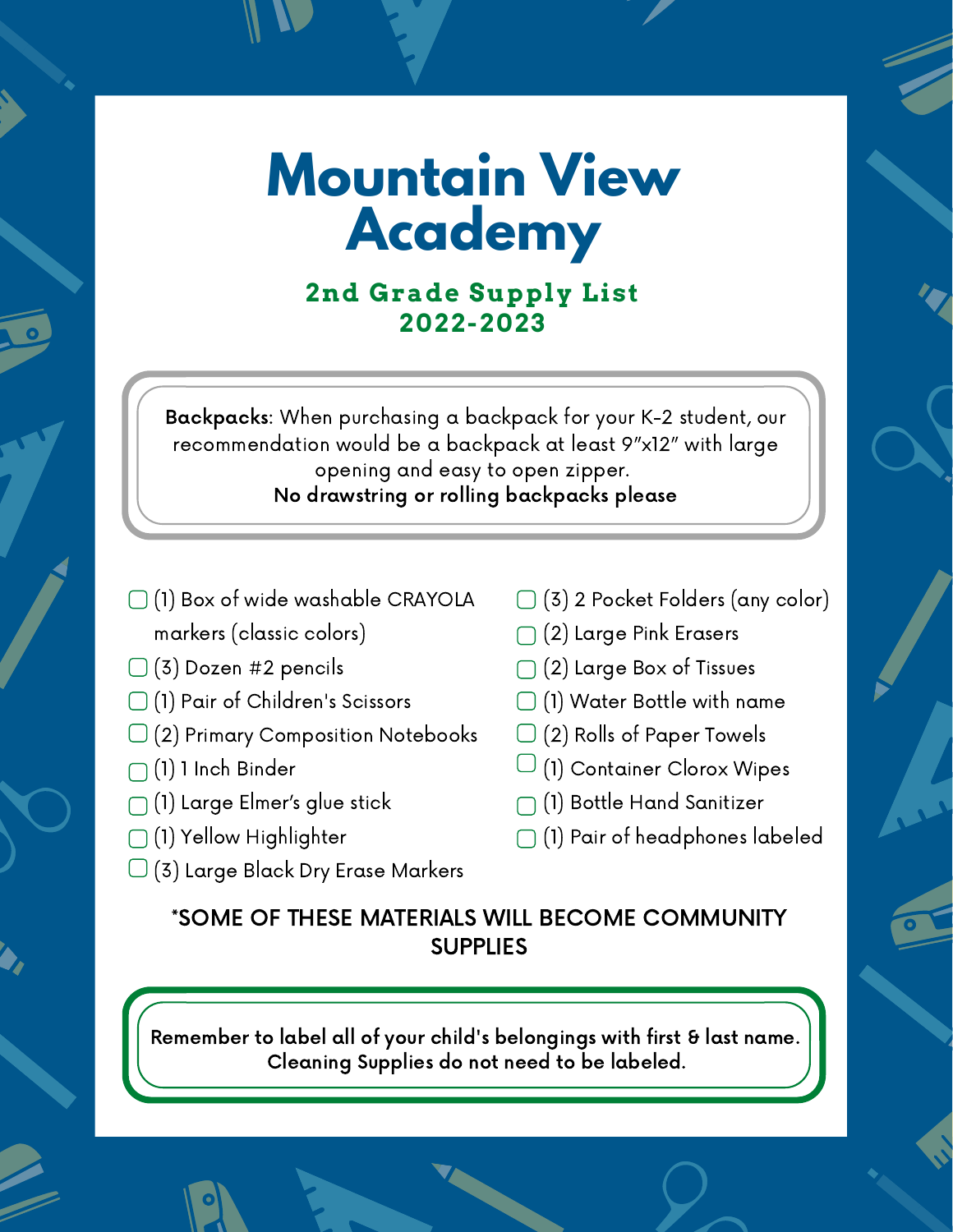# Mountain View Academy

## 2nd Grade Supply List
## 2022-2023

**Backpacks**: When purchasing a backpack for your K-2 student, our recommendation would be a backpack at least 9"x12" with large opening and easy to open zipper.
**No drawstring or rolling backpacks please**

- [ ] (1) Box of wide washable CRAYOLA markers (classic colors)
- [ ] (3) Dozen #2 pencils
- [ ] (1) Pair of Children's Scissors
- [ ] (2) Primary Composition Notebooks
- [ ] (1) 1 Inch Binder
- [ ] (1) Large Elmer's glue stick
- [ ] (1) Yellow Highlighter
- [ ] (3) Large Black Dry Erase Markers
- [ ] (3) 2 Pocket Folders (any color)
- [ ] (2) Large Pink Erasers
- [ ] (2) Large Box of Tissues
- [ ] (1) Water Bottle with name
- [ ] (2) Rolls of Paper Towels
- [ ] (1) Container Clorox Wipes
- [ ] (1) Bottle Hand Sanitizer
- [ ] (1) Pair of headphones labeled

**\*SOME OF THESE MATERIALS WILL BECOME COMMUNITY SUPPLIES**

**Remember to label all of your child's belongings with first & last name. Cleaning Supplies do not need to be labeled.**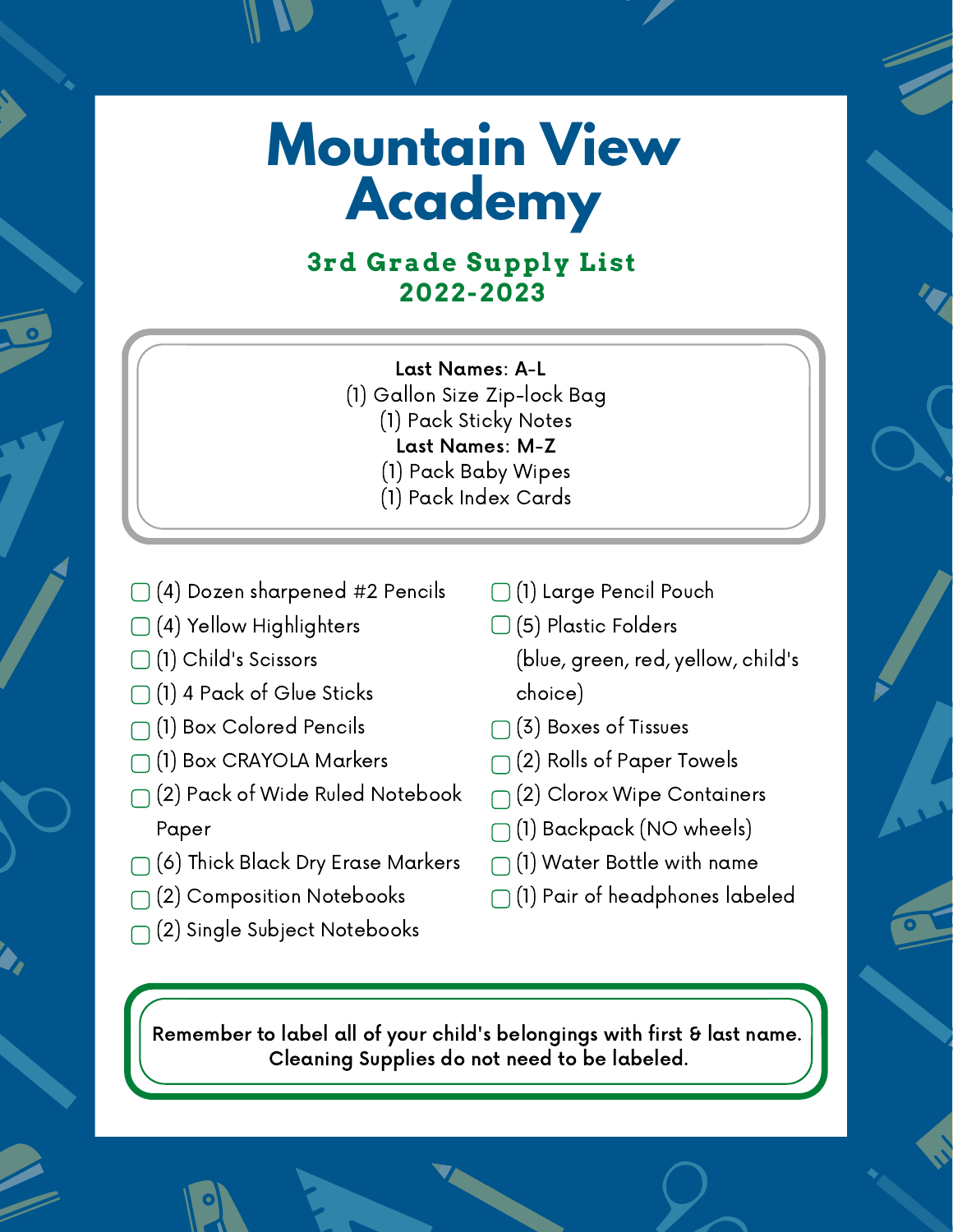# Mountain View Academy

## 3rd Grade Supply List 2022-2023

**Last Names: A-L**
(1) Gallon Size Zip-lock Bag
(1) Pack Sticky Notes

**Last Names: M-Z**
(1) Pack Baby Wipes
(1) Pack Index Cards

- [ ] (4) Dozen sharpened #2 Pencils
- [ ] (4) Yellow Highlighters
- [ ] (1) Child's Scissors
- [ ] (1) 4 Pack of Glue Sticks
- [ ] (1) Box Colored Pencils
- [ ] (1) Box CRAYOLA Markers
- [ ] (2) Pack of Wide Ruled Notebook Paper
- [ ] (6) Thick Black Dry Erase Markers
- [ ] (2) Composition Notebooks
- [ ] (2) Single Subject Notebooks
- [ ] (1) Large Pencil Pouch
- [ ] (5) Plastic Folders (blue, green, red, yellow, child's choice)
- [ ] (3) Boxes of Tissues
- [ ] (2) Rolls of Paper Towels
- [ ] (2) Clorox Wipe Containers
- [ ] (1) Backpack (NO wheels)
- [ ] (1) Water Bottle with name
- [ ] (1) Pair of headphones labeled

**Remember to label all of your child's belongings with first & last name. Cleaning Supplies do not need to be labeled.**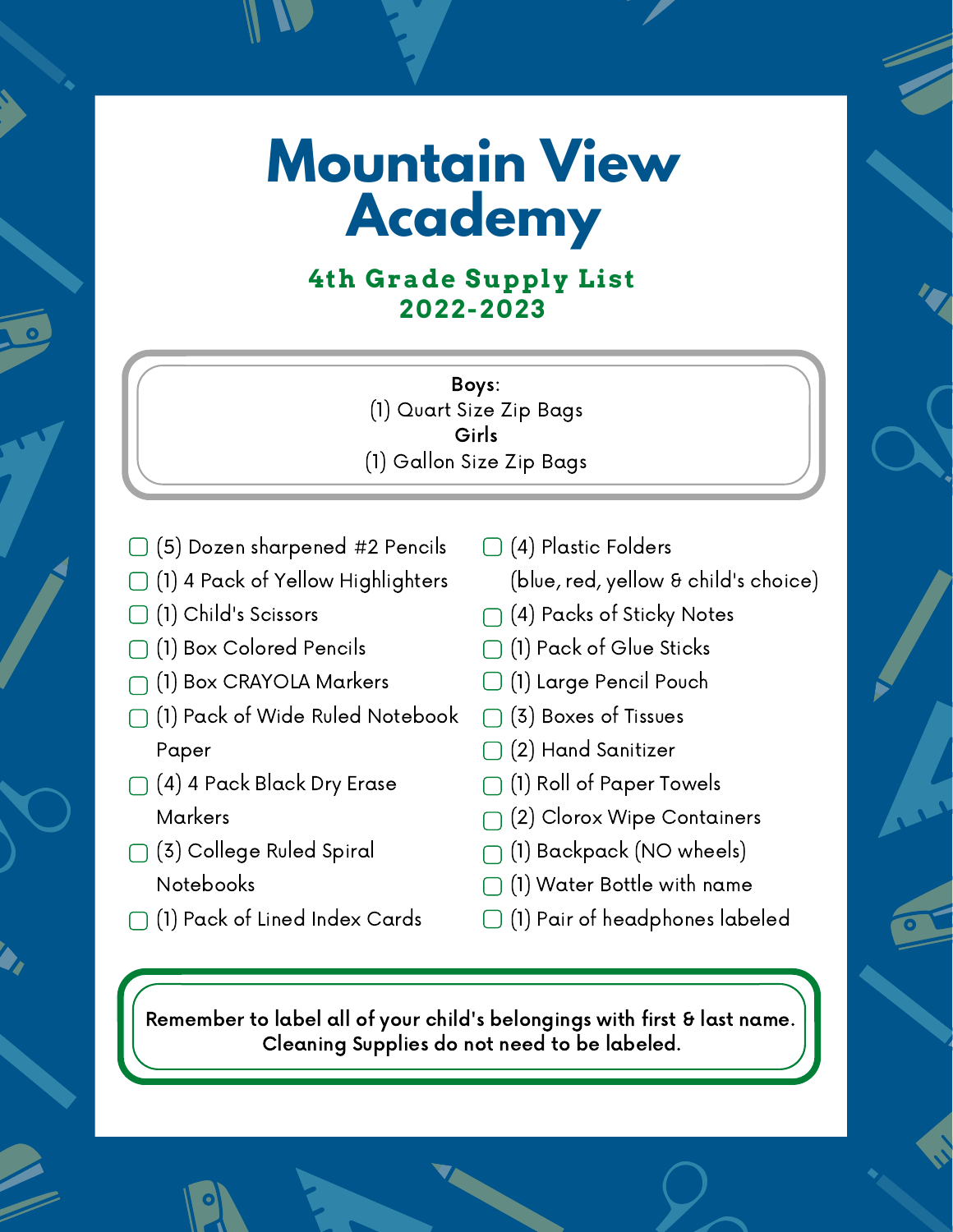# Mountain View Academy

## 4th Grade Supply List 2022-2023

**Boys**:
(1) Quart Size Zip Bags
**Girls**
(1) Gallon Size Zip Bags

- (5) Dozen sharpened #2 Pencils
- (1) 4 Pack of Yellow Highlighters
- (1) Child's Scissors
- (1) Box Colored Pencils
- (1) Box CRAYOLA Markers
- (1) Pack of Wide Ruled Notebook Paper
- (4) 4 Pack Black Dry Erase Markers
- (3) College Ruled Spiral Notebooks
- (1) Pack of Lined Index Cards
- (4) Plastic Folders (blue, red, yellow & child's choice)
- (4) Packs of Sticky Notes
- (1) Pack of Glue Sticks
- (1) Large Pencil Pouch
- (3) Boxes of Tissues
- (2) Hand Sanitizer
- (1) Roll of Paper Towels
- (2) Clorox Wipe Containers
- (1) Backpack (NO wheels)
- (1) Water Bottle with name
- (1) Pair of headphones labeled

**Remember to label all of your child's belongings with first & last name. Cleaning Supplies do not need to be labeled.**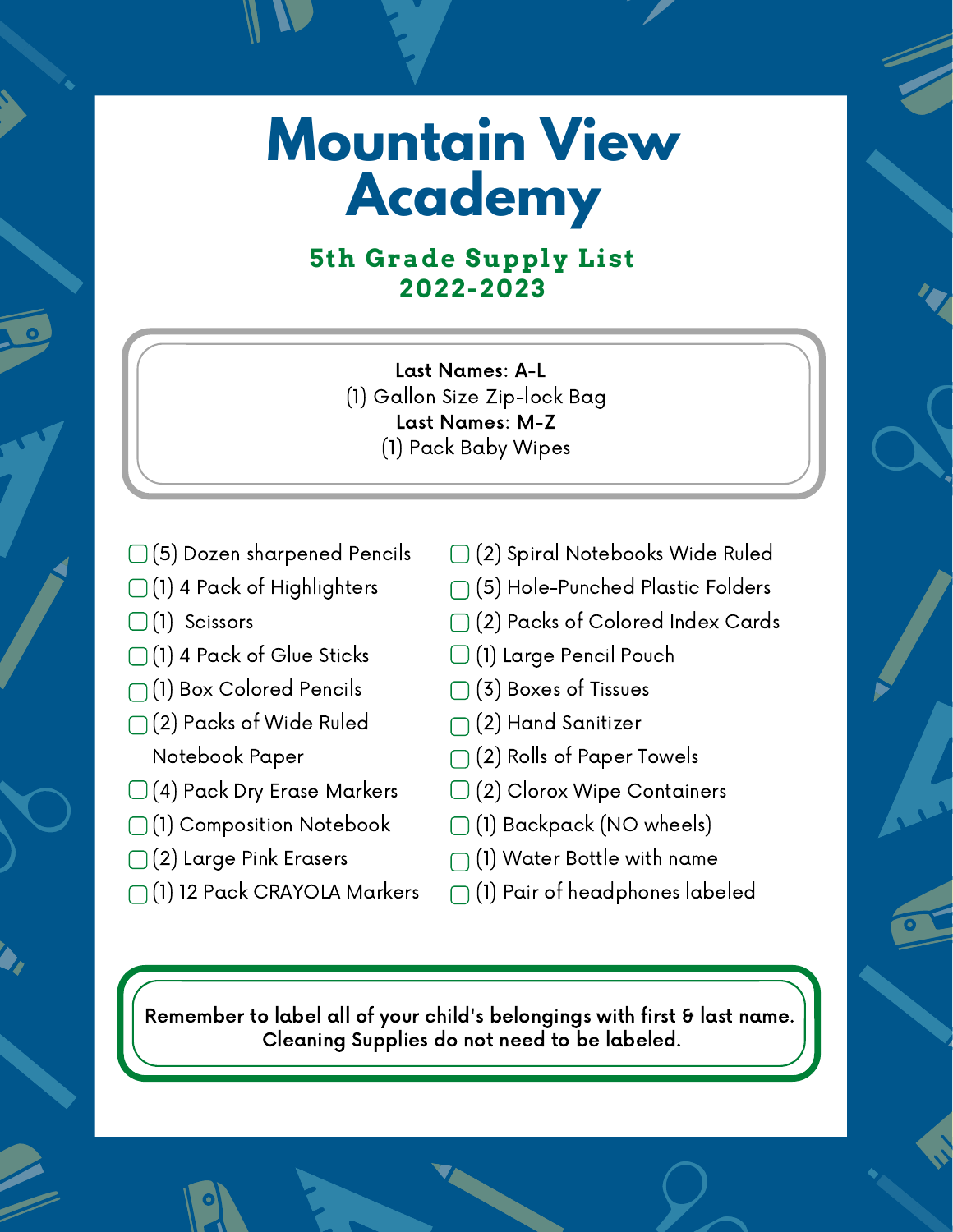# Mountain View Academy

## 5th Grade Supply List 2022-2023

**Last Names: A-L**
(1) Gallon Size Zip-lock Bag
**Last Names: M-Z**
(1) Pack Baby Wipes

- [ ] (5) Dozen sharpened Pencils
- [ ] (1) 4 Pack of Highlighters
- [ ] (1) Scissors
- [ ] (1) 4 Pack of Glue Sticks
- [ ] (1) Box Colored Pencils
- [ ] (2) Packs of Wide Ruled Notebook Paper
- [ ] (4) Pack Dry Erase Markers
- [ ] (1) Composition Notebook
- [ ] (2) Large Pink Erasers
- [ ] (1) 12 Pack CRAYOLA Markers
- [ ] (2) Spiral Notebooks Wide Ruled
- [ ] (5) Hole-Punched Plastic Folders
- [ ] (2) Packs of Colored Index Cards
- [ ] (1) Large Pencil Pouch
- [ ] (3) Boxes of Tissues
- [ ] (2) Hand Sanitizer
- [ ] (2) Rolls of Paper Towels
- [ ] (2) Clorox Wipe Containers
- [ ] (1) Backpack (NO wheels)
- [ ] (1) Water Bottle with name
- [ ] (1) Pair of headphones labeled

**Remember to label all of your child's belongings with first & last name. Cleaning Supplies do not need to be labeled.**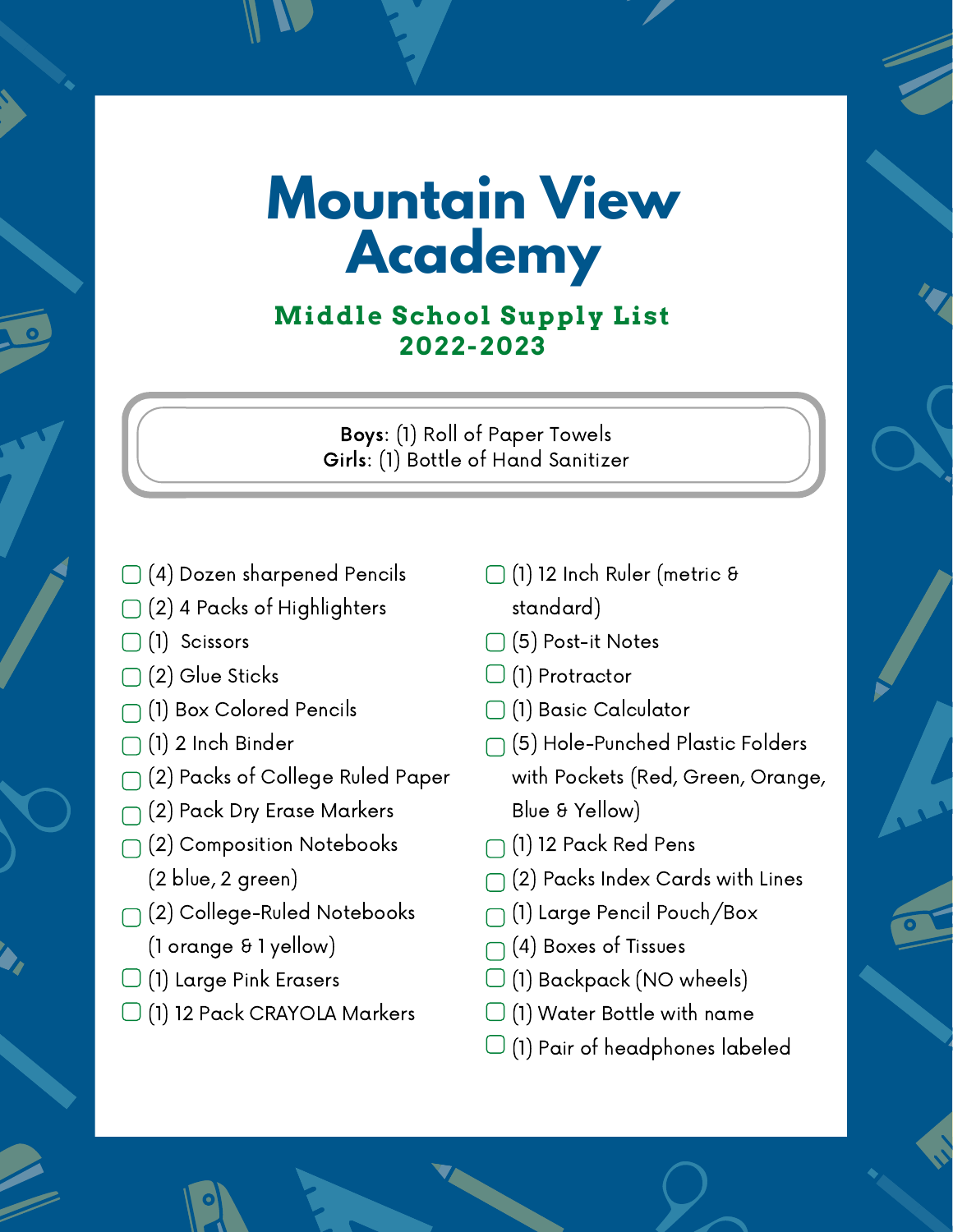# Mountain View Academy

## Middle School Supply List 2022-2023

**Boys**: (1) Roll of Paper Towels
**Girls**: (1) Bottle of Hand Sanitizer

- [ ] (4) Dozen sharpened Pencils
- [ ] (2) 4 Packs of Highlighters
- [ ] (1) Scissors
- [ ] (2) Glue Sticks
- [ ] (1) Box Colored Pencils
- [ ] (1) 2 Inch Binder
- [ ] (2) Packs of College Ruled Paper
- [ ] (2) Pack Dry Erase Markers
- [ ] (2) Composition Notebooks (2 blue, 2 green)
- [ ] (2) College-Ruled Notebooks (1 orange & 1 yellow)
- [ ] (1) Large Pink Erasers
- [ ] (1) 12 Pack CRAYOLA Markers
- [ ] (1) 12 Inch Ruler (metric & standard)
- [ ] (5) Post-it Notes
- [ ] (1) Protractor
- [ ] (1) Basic Calculator
- [ ] (5) Hole-Punched Plastic Folders with Pockets (Red, Green, Orange, Blue & Yellow)
- [ ] (1) 12 Pack Red Pens
- [ ] (2) Packs Index Cards with Lines
- [ ] (1) Large Pencil Pouch/Box
- [ ] (4) Boxes of Tissues
- [ ] (1) Backpack (NO wheels)
- [ ] (1) Water Bottle with name
- [ ] (1) Pair of headphones labeled